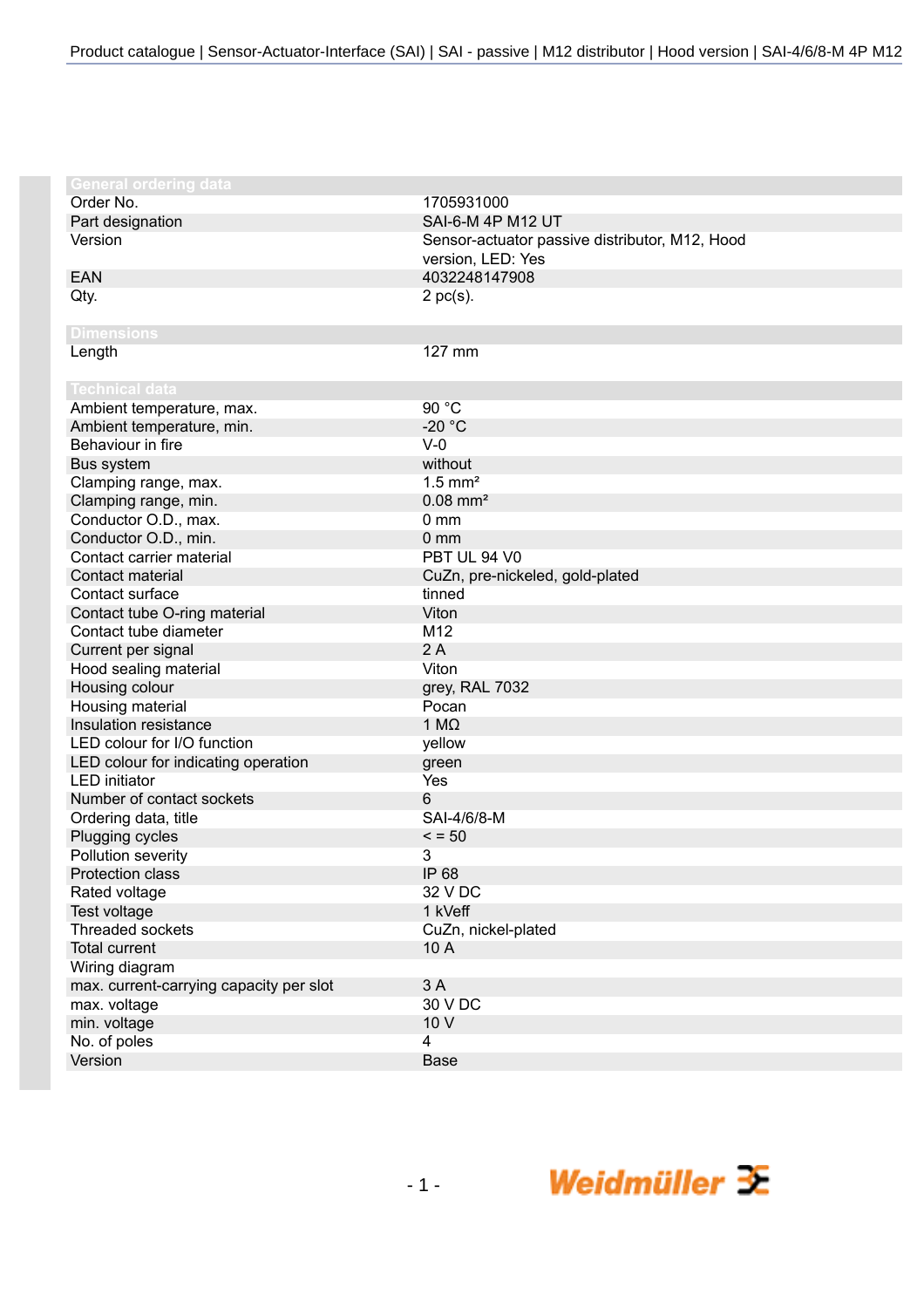## General ordering data

| | |
|---|---|
| Order No. | 1705931000 |
| Part designation | SAI-6-M 4P M12 UT |
| Version | Sensor-actuator passive distributor, M12, Hood version, LED: Yes |
| EAN | 4032248147908 |
| Qty. | 2 pc(s). |

## Dimensions

| | |
|---|---|
| Length | 127 mm |

## Technical data

| | |
|---|---|
| Ambient temperature, max. | 90 °C |
| Ambient temperature, min. | -20 °C |
| Behaviour in fire | V-0 |
| Bus system | without |
| Clamping range, max. | 1.5 mm² |
| Clamping range, min. | 0.08 mm² |
| Conductor O.D., max. | 0 mm |
| Conductor O.D., min. | 0 mm |
| Contact carrier material | PBT UL 94 V0 |
| Contact material | CuZn, pre-nickeled, gold-plated |
| Contact surface | tinned |
| Contact tube O-ring material | Viton |
| Contact tube diameter | M12 |
| Current per signal | 2 A |
| Hood sealing material | Viton |
| Housing colour | grey, RAL 7032 |
| Housing material | Pocan |
| Insulation resistance | 1 MΩ |
| LED colour for I/O function | yellow |
| LED colour for indicating operation | green |
| LED initiator | Yes |
| Number of contact sockets | 6 |
| Ordering data, title | SAI-4/6/8-M |
| Plugging cycles | < = 50 |
| Pollution severity | 3 |
| Protection class | IP 68 |
| Rated voltage | 32 V DC |
| Test voltage | 1 kVeff |
| Threaded sockets | CuZn, nickel-plated |
| Total current | 10 A |
| Wiring diagram | |
| max. current-carrying capacity per slot | 3 A |
| max. voltage | 30 V DC |
| min. voltage | 10 V |
| No. of poles | 4 |
| Version | Base |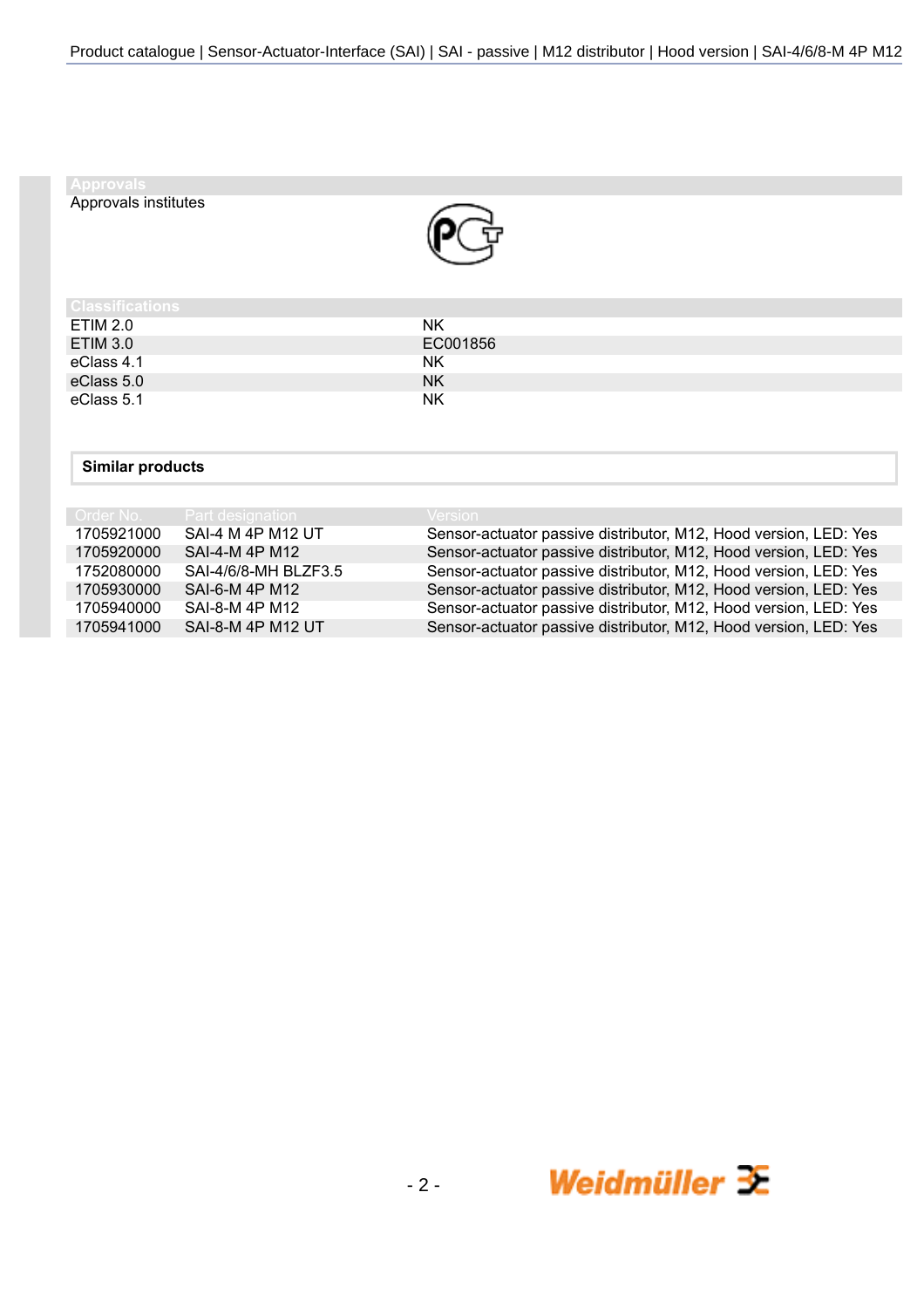## Approvals

| | |
|---|---|
| Approvals institutes | |

## Classifications

| | |
|---|---|
| ETIM 2.0 | NK |
| ETIM 3.0 | EC001856 |
| eClass 4.1 | NK |
| eClass 5.0 | NK |
| eClass 5.1 | NK |

## Similar products

| Order No. | Part designation | Version |
|---|---|---|
| 1705921000 | SAI-4 M 4P M12 UT | Sensor-actuator passive distributor, M12, Hood version, LED: Yes |
| 1705920000 | SAI-4-M 4P M12 | Sensor-actuator passive distributor, M12, Hood version, LED: Yes |
| 1752080000 | SAI-4/6/8-MH BLZF3.5 | Sensor-actuator passive distributor, M12, Hood version, LED: Yes |
| 1705930000 | SAI-6-M 4P M12 | Sensor-actuator passive distributor, M12, Hood version, LED: Yes |
| 1705940000 | SAI-8-M 4P M12 | Sensor-actuator passive distributor, M12, Hood version, LED: Yes |
| 1705941000 | SAI-8-M 4P M12 UT | Sensor-actuator passive distributor, M12, Hood version, LED: Yes |